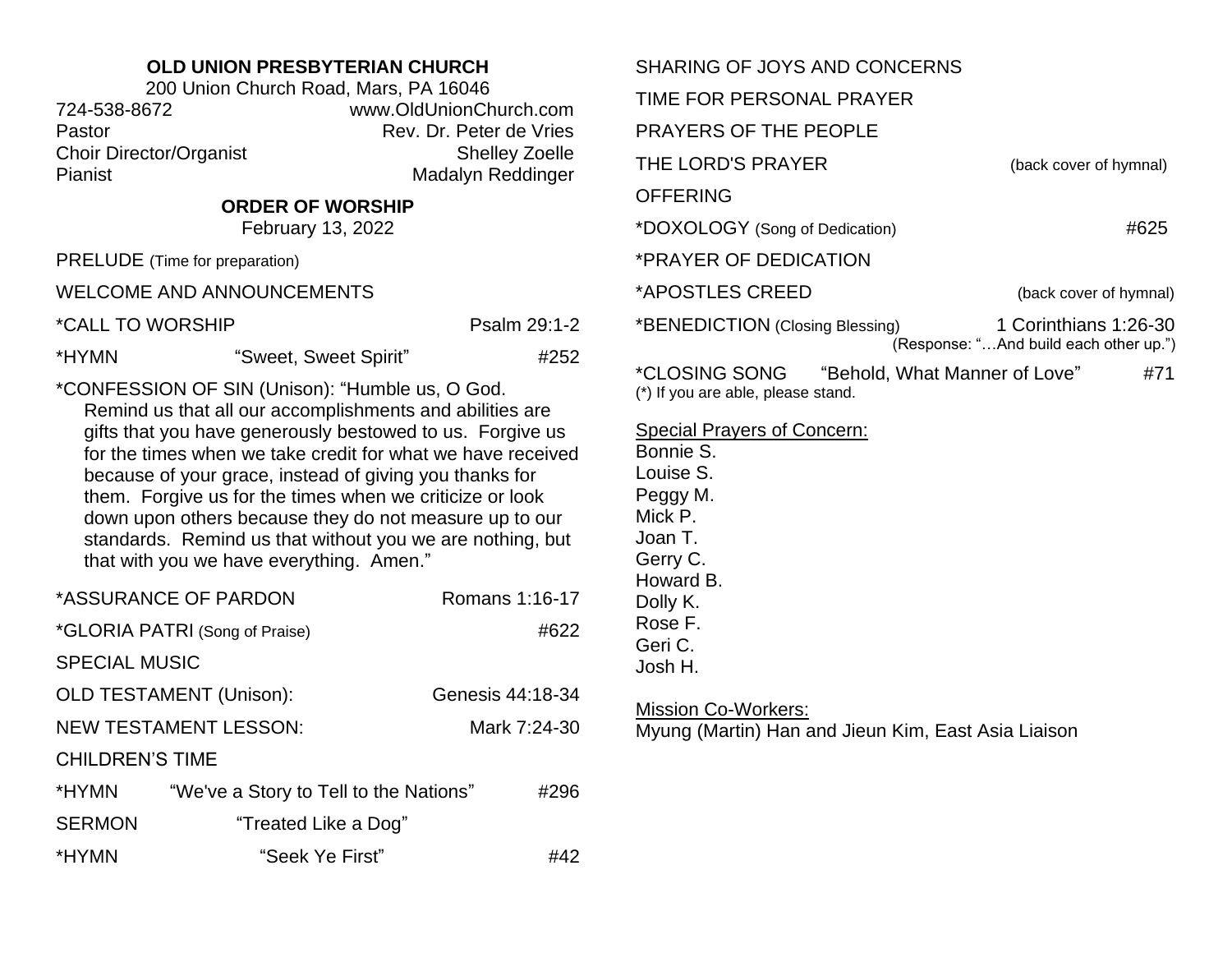**OLD UNION PRESBYTERIAN CHURCH**

200 Union Church Road, Mars, PA 16046

724-538-8672 www.OldUnionChurch.com

Pastor Rev. Dr. Peter de Vries

Choir Director/Organist Shelley Zoelle

Pianist Madalyn Reddinger

## ORDER OF WORSHIP

February 13, 2022

PRELUDE (Time for preparation)

WELCOME AND ANNOUNCEMENTS

*CALL TO WORSHIP Psalm 29:1-2

*HYMN "Sweet, Sweet Spirit" #252

*CONFESSION OF SIN (Unison): "Humble us, O God. Remind us that all our accomplishments and abilities are gifts that you have generously bestowed to us. Forgive us for the times when we take credit for what we have received because of your grace, instead of giving you thanks for them. Forgive us for the times when we criticize or look down upon others because they do not measure up to our standards. Remind us that without you we are nothing, but that with you we have everything. Amen."

*ASSURANCE OF PARDON Romans 1:16-17

*GLORIA PATRI (Song of Praise) #622

SPECIAL MUSIC

OLD TESTAMENT (Unison): Genesis 44:18-34

NEW TESTAMENT LESSON: Mark 7:24-30

CHILDREN'S TIME

*HYMN "We've a Story to Tell to the Nations" #296

SERMON "Treated Like a Dog"

*HYMN "Seek Ye First" #42

SHARING OF JOYS AND CONCERNS

TIME FOR PERSONAL PRAYER

PRAYERS OF THE PEOPLE

THE LORD'S PRAYER (back cover of hymnal)

OFFERING

*DOXOLOGY (Song of Dedication) #625

*PRAYER OF DEDICATION

*APOSTLES CREED (back cover of hymnal)

*BENEDICTION (Closing Blessing) 1 Corinthians 1:26-30
(Response: "…And build each other up.")

*CLOSING SONG "Behold, What Manner of Love" #71

(*) If you are able, please stand.

Special Prayers of Concern:

Bonnie S.
Louise S.
Peggy M.
Mick P.
Joan T.
Gerry C.
Howard B.
Dolly K.
Rose F.
Geri C.
Josh H.

Mission Co-Workers:

Myung (Martin) Han and Jieun Kim, East Asia Liaison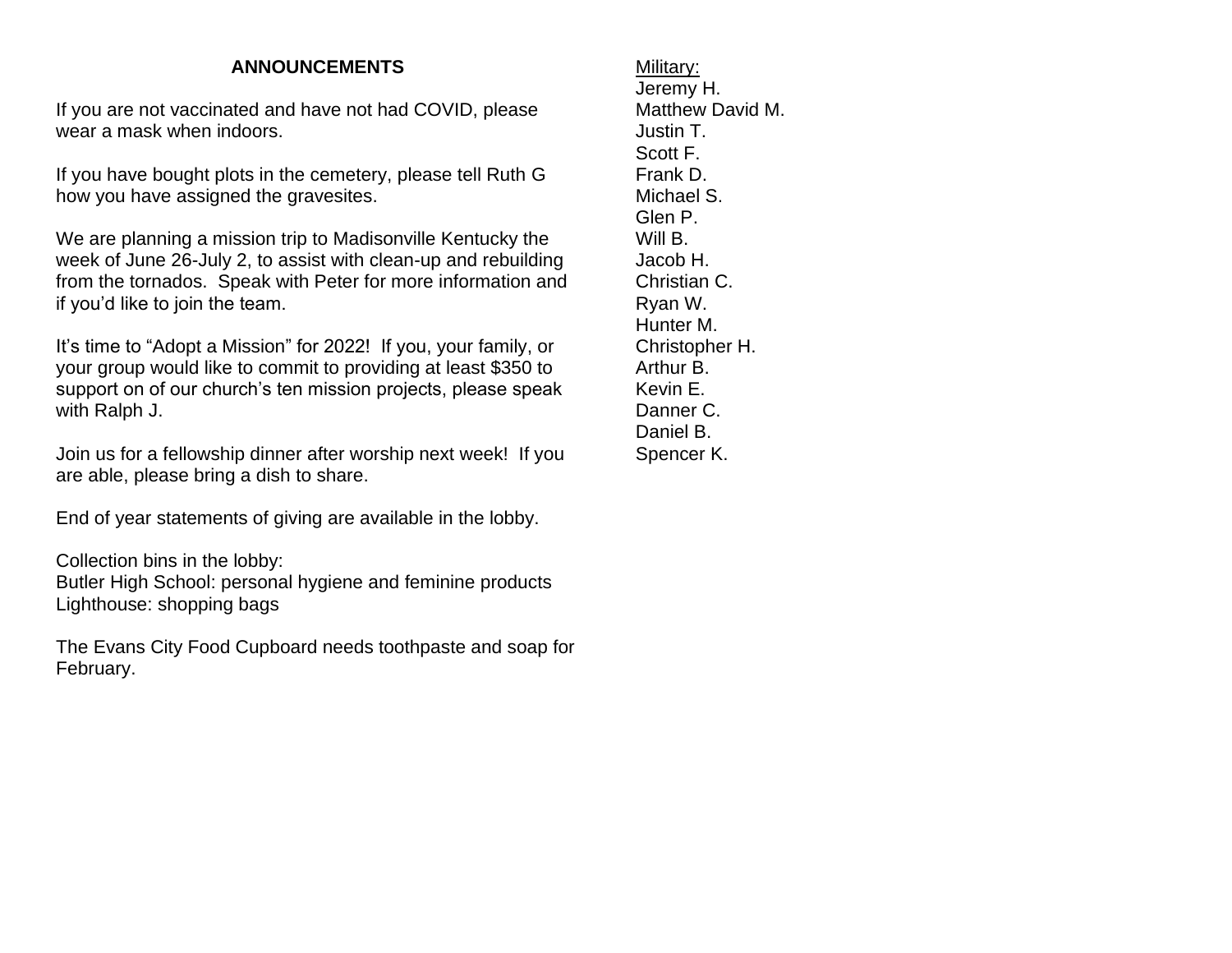## ANNOUNCEMENTS

If you are not vaccinated and have not had COVID, please wear a mask when indoors.

If you have bought plots in the cemetery, please tell Ruth G how you have assigned the gravesites.

We are planning a mission trip to Madisonville Kentucky the week of June 26-July 2, to assist with clean-up and rebuilding from the tornados. Speak with Peter for more information and if you'd like to join the team.

It's time to "Adopt a Mission" for 2022! If you, your family, or your group would like to commit to providing at least $350 to support on of our church's ten mission projects, please speak with Ralph J.

Join us for a fellowship dinner after worship next week! If you are able, please bring a dish to share.

End of year statements of giving are available in the lobby.

Collection bins in the lobby:
Butler High School: personal hygiene and feminine products
Lighthouse: shopping bags

The Evans City Food Cupboard needs toothpaste and soap for February.

Military:
Jeremy H.
Matthew David M.
Justin T.
Scott F.
Frank D.
Michael S.
Glen P.
Will B.
Jacob H.
Christian C.
Ryan W.
Hunter M.
Christopher H.
Arthur B.
Kevin E.
Danner C.
Daniel B.
Spencer K.